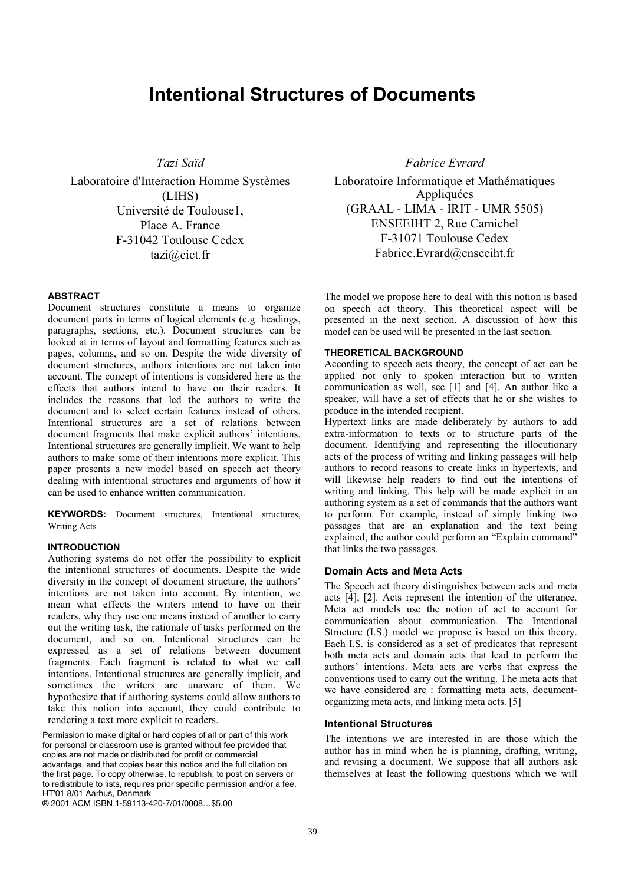# Intentional Structures of Documents

*Tazi Saïd*

Laboratoire d'Interaction Homme Systèmes (LIHS)
Université de Toulouse1,
Place A. France
F-31042 Toulouse Cedex
tazi@cict.fr

*Fabrice Evrard*

Laboratoire Informatique et Mathématiques Appliquées
(GRAAL - LIMA - IRIT - UMR 5505)
ENSEEIHT 2, Rue Camichel
F-31071 Toulouse Cedex
Fabrice.Evrard@enseeiht.fr

### ABSTRACT

Document structures constitute a means to organize document parts in terms of logical elements (e.g. headings, paragraphs, sections, etc.). Document structures can be looked at in terms of layout and formatting features such as pages, columns, and so on. Despite the wide diversity of document structures, authors intentions are not taken into account. The concept of intentions is considered here as the effects that authors intend to have on their readers. It includes the reasons that led the authors to write the document and to select certain features instead of others. Intentional structures are a set of relations between document fragments that make explicit authors' intentions. Intentional structures are generally implicit. We want to help authors to make some of their intentions more explicit. This paper presents a new model based on speech act theory dealing with intentional structures and arguments of how it can be used to enhance written communication.

**KEYWORDS:** Document structures, Intentional structures, Writing Acts

### INTRODUCTION

Authoring systems do not offer the possibility to explicit the intentional structures of documents. Despite the wide diversity in the concept of document structure, the authors' intentions are not taken into account. By intention, we mean what effects the writers intend to have on their readers, why they use one means instead of another to carry out the writing task, the rationale of tasks performed on the document, and so on. Intentional structures can be expressed as a set of relations between document fragments. Each fragment is related to what we call intentions. Intentional structures are generally implicit, and sometimes the writers are unaware of them. We hypothesize that if authoring systems could allow authors to take this notion into account, they could contribute to rendering a text more explicit to readers.

Permission to make digital or hard copies of all or part of this work for personal or classroom use is granted without fee provided that copies are not made or distributed for profit or commercial advantage, and that copies bear this notice and the full citation on the first page. To copy otherwise, to republish, to post on servers or to redistribute to lists, requires prior specific permission and/or a fee.
HT'01 8/01 Aarhus, Denmark
® 2001 ACM ISBN 1-59113-420-7/01/0008…$5.00

The model we propose here to deal with this notion is based on speech act theory. This theoretical aspect will be presented in the next section. A discussion of how this model can be used will be presented in the last section.

### THEORETICAL BACKGROUND

According to speech acts theory, the concept of act can be applied not only to spoken interaction but to written communication as well, see [1] and [4]. An author like a speaker, will have a set of effects that he or she wishes to produce in the intended recipient.

Hypertext links are made deliberately by authors to add extra-information to texts or to structure parts of the document. Identifying and representing the illocutionary acts of the process of writing and linking passages will help authors to record reasons to create links in hypertexts, and will likewise help readers to find out the intentions of writing and linking. This help will be made explicit in an authoring system as a set of commands that the authors want to perform. For example, instead of simply linking two passages that are an explanation and the text being explained, the author could perform an "Explain command" that links the two passages.

#### Domain Acts and Meta Acts

The Speech act theory distinguishes between acts and meta acts [4], [2]. Acts represent the intention of the utterance. Meta act models use the notion of act to account for communication about communication. The Intentional Structure (I.S.) model we propose is based on this theory. Each I.S. is considered as a set of predicates that represent both meta acts and domain acts that lead to perform the authors' intentions. Meta acts are verbs that express the conventions used to carry out the writing. The meta acts that we have considered are : formatting meta acts, document-organizing meta acts, and linking meta acts. [5]

#### Intentional Structures

The intentions we are interested in are those which the author has in mind when he is planning, drafting, writing, and revising a document. We suppose that all authors ask themselves at least the following questions which we will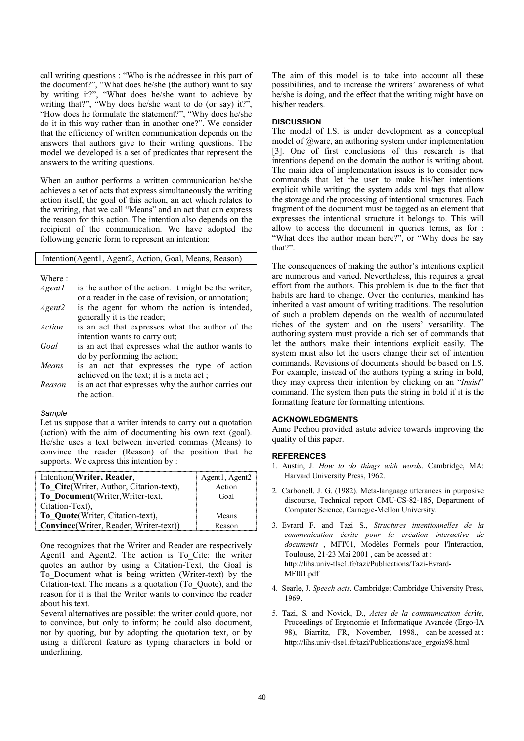call writing questions : "Who is the addressee in this part of the document?", "What does he/she (the author) want to say by writing it?", "What does he/she want to achieve by writing that?", "Why does he/she want to do (or say) it?", "How does he formulate the statement?", "Why does he/she do it in this way rather than in another one?". We consider that the efficiency of written communication depends on the answers that authors give to their writing questions. The model we developed is a set of predicates that represent the answers to the writing questions.

When an author performs a written communication he/she achieves a set of acts that express simultaneously the writing action itself, the goal of this action, an act which relates to the writing, that we call "Means" and an act that can express the reason for this action. The intention also depends on the recipient of the communication. We have adopted the following generic form to represent an intention:

```
Intention(Agent1, Agent2, Action, Goal, Means, Reason)
```

Where :

- *Agent1* is the author of the action. It might be the writer, or a reader in the case of revision, or annotation;
- *Agent2* is the agent for whom the action is intended, generally it is the reader;
- *Action* is an act that expresses what the author of the intention wants to carry out;
- *Goal* is an act that expresses what the author wants to do by performing the action;
- *Means* is an act that expresses the type of action achieved on the text; it is a meta act ;
- *Reason* is an act that expresses why the author carries out the action.

*Sample*

Let us suppose that a writer intends to carry out a quotation (action) with the aim of documenting his own text (goal). He/she uses a text between inverted commas (Means) to convince the reader (Reason) of the position that he supports. We express this intention by :

| | |
|---|---|
| Intention(**Writer, Reader**, | Agent1, Agent2 |
| **To_Cite**(Writer, Author, Citation-text), | Action |
| **To_Document**(Writer,Writer-text, Citation-Text), | Goal |
| **To_Quote**(Writer, Citation-text), | Means |
| **Convince**(Writer, Reader, Writer-text)) | Reason |

One recognizes that the Writer and Reader are respectively Agent1 and Agent2. The action is To_Cite: the writer quotes an author by using a Citation-Text, the Goal is To_Document what is being written (Writer-text) by the Citation-text. The means is a quotation (To_Quote), and the reason for it is that the Writer wants to convince the reader about his text.

Several alternatives are possible: the writer could quote, not to convince, but only to inform; he could also document, not by quoting, but by adopting the quotation text, or by using a different feature as typing characters in bold or underlining.

The aim of this model is to take into account all these possibilities, and to increase the writers' awareness of what he/she is doing, and the effect that the writing might have on his/her readers.

## DISCUSSION

The model of I.S. is under development as a conceptual model of @ware, an authoring system under implementation [3]. One of first conclusions of this research is that intentions depend on the domain the author is writing about. The main idea of implementation issues is to consider new commands that let the user to make his/her intentions explicit while writing; the system adds xml tags that allow the storage and the processing of intentional structures. Each fragment of the document must be tagged as an element that expresses the intentional structure it belongs to. This will allow to access the document in queries terms, as for : "What does the author mean here?", or "Why does he say that?".

The consequences of making the author's intentions explicit are numerous and varied. Nevertheless, this requires a great effort from the authors. This problem is due to the fact that habits are hard to change. Over the centuries, mankind has inherited a vast amount of writing traditions. The resolution of such a problem depends on the wealth of accumulated riches of the system and on the users' versatility. The authoring system must provide a rich set of commands that let the authors make their intentions explicit easily. The system must also let the users change their set of intention commands. Revisions of documents should be based on I.S. For example, instead of the authors typing a string in bold, they may express their intention by clicking on an "*Insist*" command. The system then puts the string in bold if it is the formatting feature for formatting intentions.

## ACKNOWLEDGMENTS

Anne Pechou provided astute advice towards improving the quality of this paper.

## REFERENCES

1. Austin, J. *How to do things with words*. Cambridge, MA: Harvard University Press, 1962.
2. Carbonell, J. G. (1982). Meta-language utterances in purposive discourse, Technical report CMU-CS-82-185, Department of Computer Science, Carnegie-Mellon University.
3. Evrard F. and Tazi S., *Structures intentionnelles de la communication écrite pour la création interactive de documents* , MFI'01, Modèles Formels pour l'Interaction, Toulouse, 21-23 Mai 2001 , can be acessed at : http://lihs.univ-tlse1.fr/tazi/Publications/Tazi-Evrard-MFI01.pdf
4. Searle, J. *Speech acts*. Cambridge: Cambridge University Press, 1969.
5. Tazi, S. and Novick, D., *Actes de la communication écrite*, Proceedings of Ergonomie et Informatique Avancée (Ergo-IA 98), Biarritz, FR, November, 1998., can be acessed at : http://lihs.univ-tlse1.fr/tazi/Publications/ace_ergoia98.html